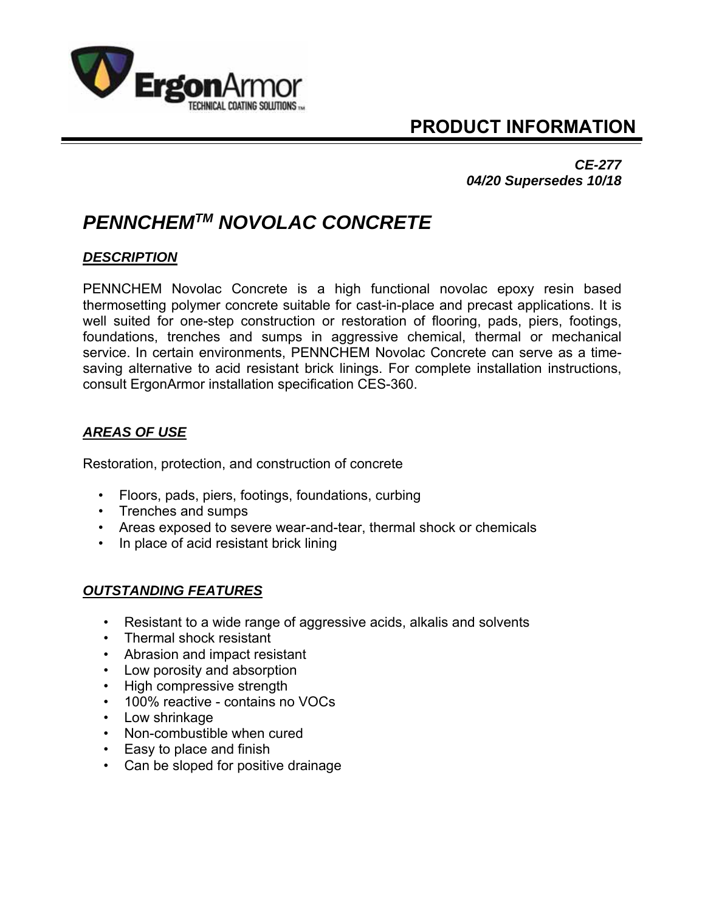# PRODUCT INFORMATION

***CE-277***
***04/20 Supersedes 10/18***

## *PENNCHEM™ NOVOLAC CONCRETE*

### ***DESCRIPTION***

PENNCHEM Novolac Concrete is a high functional novolac epoxy resin based thermosetting polymer concrete suitable for cast-in-place and precast applications. It is well suited for one-step construction or restoration of flooring, pads, piers, footings, foundations, trenches and sumps in aggressive chemical, thermal or mechanical service. In certain environments, PENNCHEM Novolac Concrete can serve as a time-saving alternative to acid resistant brick linings. For complete installation instructions, consult ErgonArmor installation specification CES-360.

### ***AREAS OF USE***

Restoration, protection, and construction of concrete

- Floors, pads, piers, footings, foundations, curbing
- Trenches and sumps
- Areas exposed to severe wear-and-tear, thermal shock or chemicals
- In place of acid resistant brick lining

### ***OUTSTANDING FEATURES***

- Resistant to a wide range of aggressive acids, alkalis and solvents
- Thermal shock resistant
- Abrasion and impact resistant
- Low porosity and absorption
- High compressive strength
- 100% reactive - contains no VOCs
- Low shrinkage
- Non-combustible when cured
- Easy to place and finish
- Can be sloped for positive drainage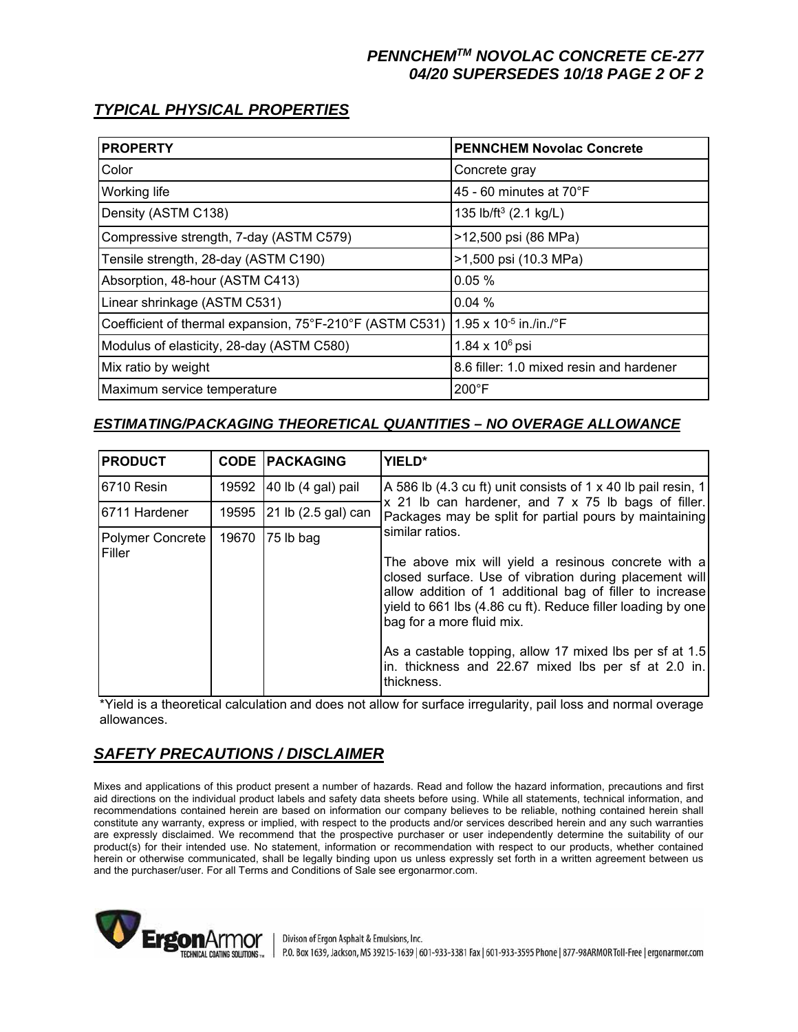## TYPICAL PHYSICAL PROPERTIES

| PROPERTY | PENNCHEM Novolac Concrete |
|---|---|
| Color | Concrete gray |
| Working life | 45 - 60 minutes at 70°F |
| Density (ASTM C138) | 135 lb/ft$^3$ (2.1 kg/L) |
| Compressive strength, 7-day (ASTM C579) | >12,500 psi (86 MPa) |
| Tensile strength, 28-day (ASTM C190) | >1,500 psi (10.3 MPa) |
| Absorption, 48-hour (ASTM C413) | 0.05 % |
| Linear shrinkage (ASTM C531) | 0.04 % |
| Coefficient of thermal expansion, 75°F-210°F (ASTM C531) | 1.95 x 10$^{-5}$ in./in./°F |
| Modulus of elasticity, 28-day (ASTM C580) | 1.84 x 10$^6$ psi |
| Mix ratio by weight | 8.6 filler: 1.0 mixed resin and hardener |
| Maximum service temperature | 200°F |

## ESTIMATING/PACKAGING THEORETICAL QUANTITIES – NO OVERAGE ALLOWANCE

| PRODUCT | CODE | PACKAGING | YIELD* |
|---|---|---|---|
| 6710 Resin | 19592 | 40 lb (4 gal) pail | A 586 lb (4.3 cu ft) unit consists of 1 x 40 lb pail resin, 1 x 21 lb can hardener, and 7 x 75 lb bags of filler. Packages may be split for partial pours by maintaining similar ratios. The above mix will yield a resinous concrete with a closed surface. Use of vibration during placement will allow addition of 1 additional bag of filler to increase yield to 661 lbs (4.86 cu ft). Reduce filler loading by one bag for a more fluid mix. As a castable topping, allow 17 mixed lbs per sf at 1.5 in. thickness and 22.67 mixed lbs per sf at 2.0 in. thickness. |
| 6711 Hardener | 19595 | 21 lb (2.5 gal) can | |
| Polymer Concrete Filler | 19670 | 75 lb bag | |

*Yield is a theoretical calculation and does not allow for surface irregularity, pail loss and normal overage allowances.

## SAFETY PRECAUTIONS / DISCLAIMER

Mixes and applications of this product present a number of hazards. Read and follow the hazard information, precautions and first aid directions on the individual product labels and safety data sheets before using. While all statements, technical information, and recommendations contained herein are based on information our company believes to be reliable, nothing contained herein shall constitute any warranty, express or implied, with respect to the products and/or services described herein and any such warranties are expressly disclaimed. We recommend that the prospective purchaser or user independently determine the suitability of our product(s) for their intended use. No statement, information or recommendation with respect to our products, whether contained herein or otherwise communicated, shall be legally binding upon us unless expressly set forth in a written agreement between us and the purchaser/user. For all Terms and Conditions of Sale see ergonarmor.com.

ErgonArmor TECHNICAL COATING SOLUTIONS™ | Divison of Ergon Asphalt & Emulsions, Inc.
P.O. Box 1639, Jackson, MS 39215-1639 | 601-933-3381 Fax | 601-933-3595 Phone | 877-98ARMOR Toll-Free | ergonarmor.com